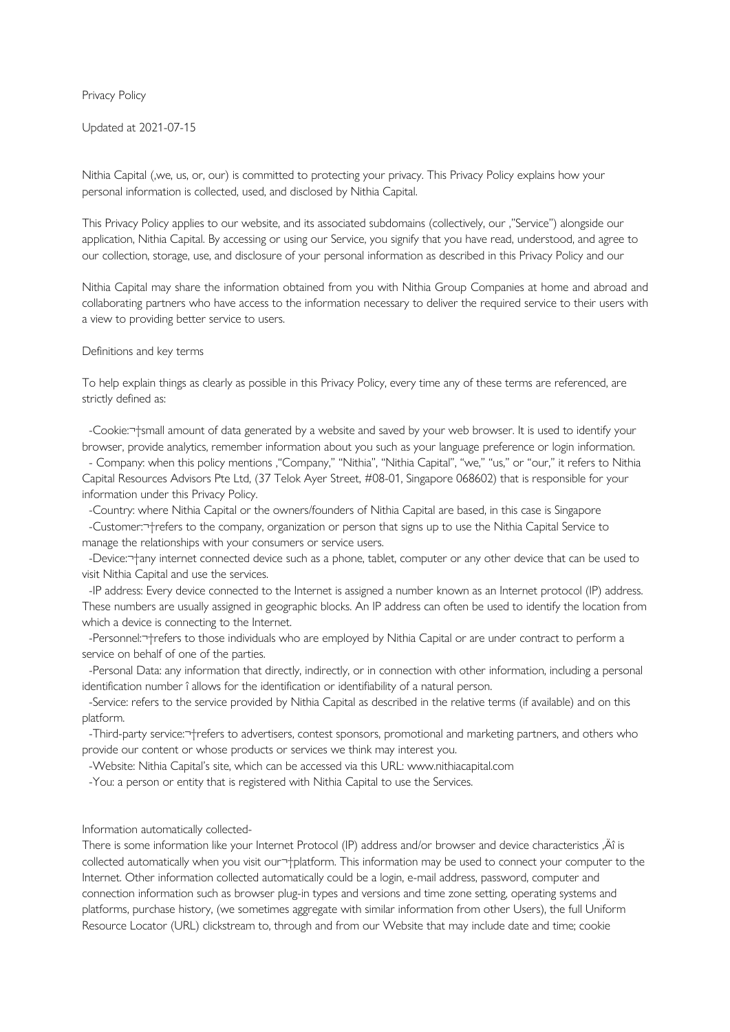Privacy Policy

Updated at 2021-07-15

Nithia Capital (,we, us, or, our) is committed to protecting your privacy. This Privacy Policy explains how your personal information is collected, used, and disclosed by Nithia Capital.

This Privacy Policy applies to our website, and its associated subdomains (collectively, our ,"Service") alongside our application, Nithia Capital. By accessing or using our Service, you signify that you have read, understood, and agree to our collection, storage, use, and disclosure of your personal information as described in this Privacy Policy and our

Nithia Capital may share the information obtained from you with Nithia Group Companies at home and abroad and collaborating partners who have access to the information necessary to deliver the required service to their users with a view to providing better service to users.

Definitions and key terms

To help explain things as clearly as possible in this Privacy Policy, every time any of these terms are referenced, are strictly defined as:

- -Cookie:¬†small amount of data generated by a website and saved by your web browser. It is used to identify your browser, provide analytics, remember information about you such as your language preference or login information.
- - Company: when this policy mentions ,"Company," "Nithia", "Nithia Capital", "we," "us," or "our," it refers to Nithia Capital Resources Advisors Pte Ltd, (37 Telok Ayer Street, #08-01, Singapore 068602) that is responsible for your information under this Privacy Policy.
- -Country: where Nithia Capital or the owners/founders of Nithia Capital are based, in this case is Singapore
- -Customer:¬†refers to the company, organization or person that signs up to use the Nithia Capital Service to manage the relationships with your consumers or service users.
- -Device:¬†any internet connected device such as a phone, tablet, computer or any other device that can be used to visit Nithia Capital and use the services.
- -IP address: Every device connected to the Internet is assigned a number known as an Internet protocol (IP) address. These numbers are usually assigned in geographic blocks. An IP address can often be used to identify the location from which a device is connecting to the Internet.
- -Personnel:¬†refers to those individuals who are employed by Nithia Capital or are under contract to perform a service on behalf of one of the parties.
- -Personal Data: any information that directly, indirectly, or in connection with other information, including a personal identification number î allows for the identification or identifiability of a natural person.
- -Service: refers to the service provided by Nithia Capital as described in the relative terms (if available) and on this platform.
- -Third-party service:¬†refers to advertisers, contest sponsors, promotional and marketing partners, and others who provide our content or whose products or services we think may interest you.
- -Website: Nithia Capital's site, which can be accessed via this URL: www.nithiacapital.com
- -You: a person or entity that is registered with Nithia Capital to use the Services.

Information automatically collected-

There is some information like your Internet Protocol (IP) address and/or browser and device characteristics ,Äî is collected automatically when you visit our¬†platform. This information may be used to connect your computer to the Internet. Other information collected automatically could be a login, e-mail address, password, computer and connection information such as browser plug-in types and versions and time zone setting, operating systems and platforms, purchase history, (we sometimes aggregate with similar information from other Users), the full Uniform Resource Locator (URL) clickstream to, through and from our Website that may include date and time; cookie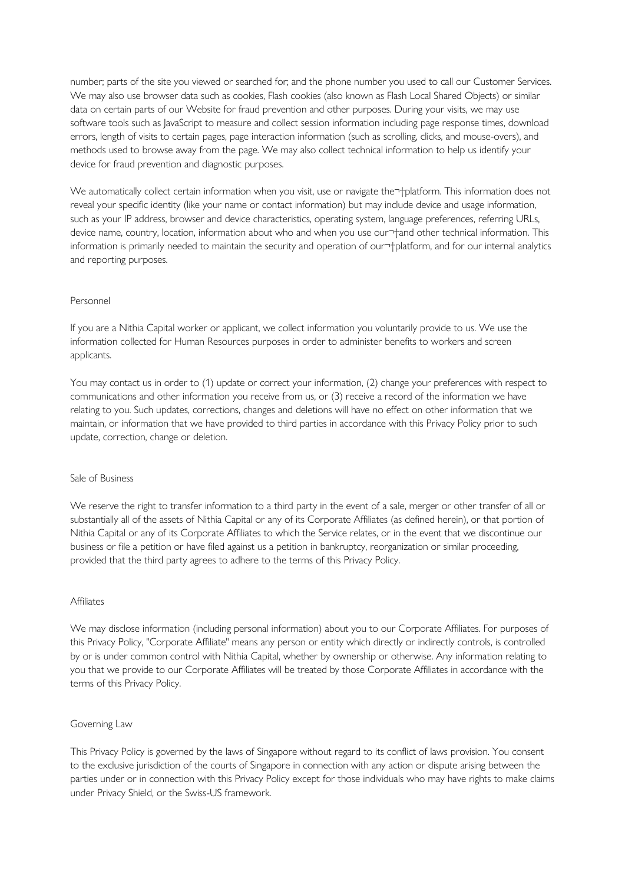number; parts of the site you viewed or searched for; and the phone number you used to call our Customer Services. We may also use browser data such as cookies, Flash cookies (also known as Flash Local Shared Objects) or similar data on certain parts of our Website for fraud prevention and other purposes. During your visits, we may use software tools such as JavaScript to measure and collect session information including page response times, download errors, length of visits to certain pages, page interaction information (such as scrolling, clicks, and mouse-overs), and methods used to browse away from the page. We may also collect technical information to help us identify your device for fraud prevention and diagnostic purposes.

We automatically collect certain information when you visit, use or navigate the¬†platform. This information does not reveal your specific identity (like your name or contact information) but may include device and usage information, such as your IP address, browser and device characteristics, operating system, language preferences, referring URLs, device name, country, location, information about who and when you use our¬†and other technical information. This information is primarily needed to maintain the security and operation of our¬†platform, and for our internal analytics and reporting purposes.

## Personnel

If you are a Nithia Capital worker or applicant, we collect information you voluntarily provide to us. We use the information collected for Human Resources purposes in order to administer benefits to workers and screen applicants.

You may contact us in order to (1) update or correct your information, (2) change your preferences with respect to communications and other information you receive from us, or (3) receive a record of the information we have relating to you. Such updates, corrections, changes and deletions will have no effect on other information that we maintain, or information that we have provided to third parties in accordance with this Privacy Policy prior to such update, correction, change or deletion.

## Sale of Business

We reserve the right to transfer information to a third party in the event of a sale, merger or other transfer of all or substantially all of the assets of Nithia Capital or any of its Corporate Affiliates (as defined herein), or that portion of Nithia Capital or any of its Corporate Affiliates to which the Service relates, or in the event that we discontinue our business or file a petition or have filed against us a petition in bankruptcy, reorganization or similar proceeding, provided that the third party agrees to adhere to the terms of this Privacy Policy.

## Affiliates

We may disclose information (including personal information) about you to our Corporate Affiliates. For purposes of this Privacy Policy, "Corporate Affiliate" means any person or entity which directly or indirectly controls, is controlled by or is under common control with Nithia Capital, whether by ownership or otherwise. Any information relating to you that we provide to our Corporate Affiliates will be treated by those Corporate Affiliates in accordance with the terms of this Privacy Policy.

## Governing Law

This Privacy Policy is governed by the laws of Singapore without regard to its conflict of laws provision. You consent to the exclusive jurisdiction of the courts of Singapore in connection with any action or dispute arising between the parties under or in connection with this Privacy Policy except for those individuals who may have rights to make claims under Privacy Shield, or the Swiss-US framework.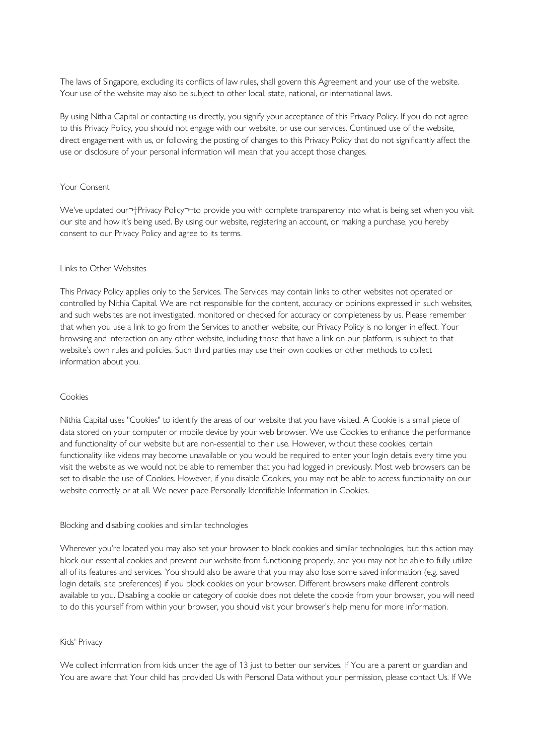The laws of Singapore, excluding its conflicts of law rules, shall govern this Agreement and your use of the website. Your use of the website may also be subject to other local, state, national, or international laws.

By using Nithia Capital or contacting us directly, you signify your acceptance of this Privacy Policy. If you do not agree to this Privacy Policy, you should not engage with our website, or use our services. Continued use of the website, direct engagement with us, or following the posting of changes to this Privacy Policy that do not significantly affect the use or disclosure of your personal information will mean that you accept those changes.

## Your Consent

We've updated our¬†Privacy Policy¬†to provide you with complete transparency into what is being set when you visit our site and how it's being used. By using our website, registering an account, or making a purchase, you hereby consent to our Privacy Policy and agree to its terms.

## Links to Other Websites

This Privacy Policy applies only to the Services. The Services may contain links to other websites not operated or controlled by Nithia Capital. We are not responsible for the content, accuracy or opinions expressed in such websites, and such websites are not investigated, monitored or checked for accuracy or completeness by us. Please remember that when you use a link to go from the Services to another website, our Privacy Policy is no longer in effect. Your browsing and interaction on any other website, including those that have a link on our platform, is subject to that website's own rules and policies. Such third parties may use their own cookies or other methods to collect information about you.

## Cookies

Nithia Capital uses "Cookies" to identify the areas of our website that you have visited. A Cookie is a small piece of data stored on your computer or mobile device by your web browser. We use Cookies to enhance the performance and functionality of our website but are non-essential to their use. However, without these cookies, certain functionality like videos may become unavailable or you would be required to enter your login details every time you visit the website as we would not be able to remember that you had logged in previously. Most web browsers can be set to disable the use of Cookies. However, if you disable Cookies, you may not be able to access functionality on our website correctly or at all. We never place Personally Identifiable Information in Cookies.

## Blocking and disabling cookies and similar technologies

Wherever you're located you may also set your browser to block cookies and similar technologies, but this action may block our essential cookies and prevent our website from functioning properly, and you may not be able to fully utilize all of its features and services. You should also be aware that you may also lose some saved information (e.g. saved login details, site preferences) if you block cookies on your browser. Different browsers make different controls available to you. Disabling a cookie or category of cookie does not delete the cookie from your browser, you will need to do this yourself from within your browser, you should visit your browser's help menu for more information.

## Kids' Privacy

We collect information from kids under the age of 13 just to better our services. If You are a parent or guardian and You are aware that Your child has provided Us with Personal Data without your permission, please contact Us. If We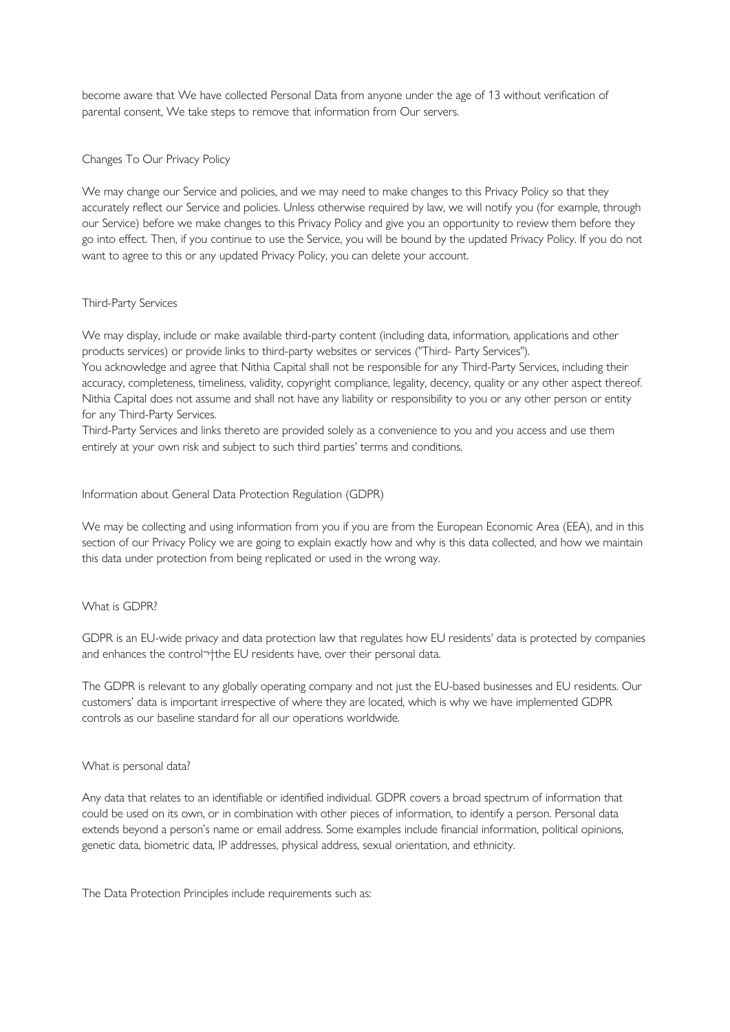become aware that We have collected Personal Data from anyone under the age of 13 without verification of parental consent, We take steps to remove that information from Our servers.

## Changes To Our Privacy Policy

We may change our Service and policies, and we may need to make changes to this Privacy Policy so that they accurately reflect our Service and policies. Unless otherwise required by law, we will notify you (for example, through our Service) before we make changes to this Privacy Policy and give you an opportunity to review them before they go into effect. Then, if you continue to use the Service, you will be bound by the updated Privacy Policy. If you do not want to agree to this or any updated Privacy Policy, you can delete your account.

## Third-Party Services

We may display, include or make available third-party content (including data, information, applications and other products services) or provide links to third-party websites or services ("Third- Party Services").
You acknowledge and agree that Nithia Capital shall not be responsible for any Third-Party Services, including their accuracy, completeness, timeliness, validity, copyright compliance, legality, decency, quality or any other aspect thereof. Nithia Capital does not assume and shall not have any liability or responsibility to you or any other person or entity for any Third-Party Services.
Third-Party Services and links thereto are provided solely as a convenience to you and you access and use them entirely at your own risk and subject to such third parties' terms and conditions.

## Information about General Data Protection Regulation (GDPR)

We may be collecting and using information from you if you are from the European Economic Area (EEA), and in this section of our Privacy Policy we are going to explain exactly how and why is this data collected, and how we maintain this data under protection from being replicated or used in the wrong way.

## What is GDPR?

GDPR is an EU-wide privacy and data protection law that regulates how EU residents' data is protected by companies and enhances the control¬†the EU residents have, over their personal data.

The GDPR is relevant to any globally operating company and not just the EU-based businesses and EU residents. Our customers' data is important irrespective of where they are located, which is why we have implemented GDPR controls as our baseline standard for all our operations worldwide.

## What is personal data?

Any data that relates to an identifiable or identified individual. GDPR covers a broad spectrum of information that could be used on its own, or in combination with other pieces of information, to identify a person. Personal data extends beyond a person's name or email address. Some examples include financial information, political opinions, genetic data, biometric data, IP addresses, physical address, sexual orientation, and ethnicity.

The Data Protection Principles include requirements such as: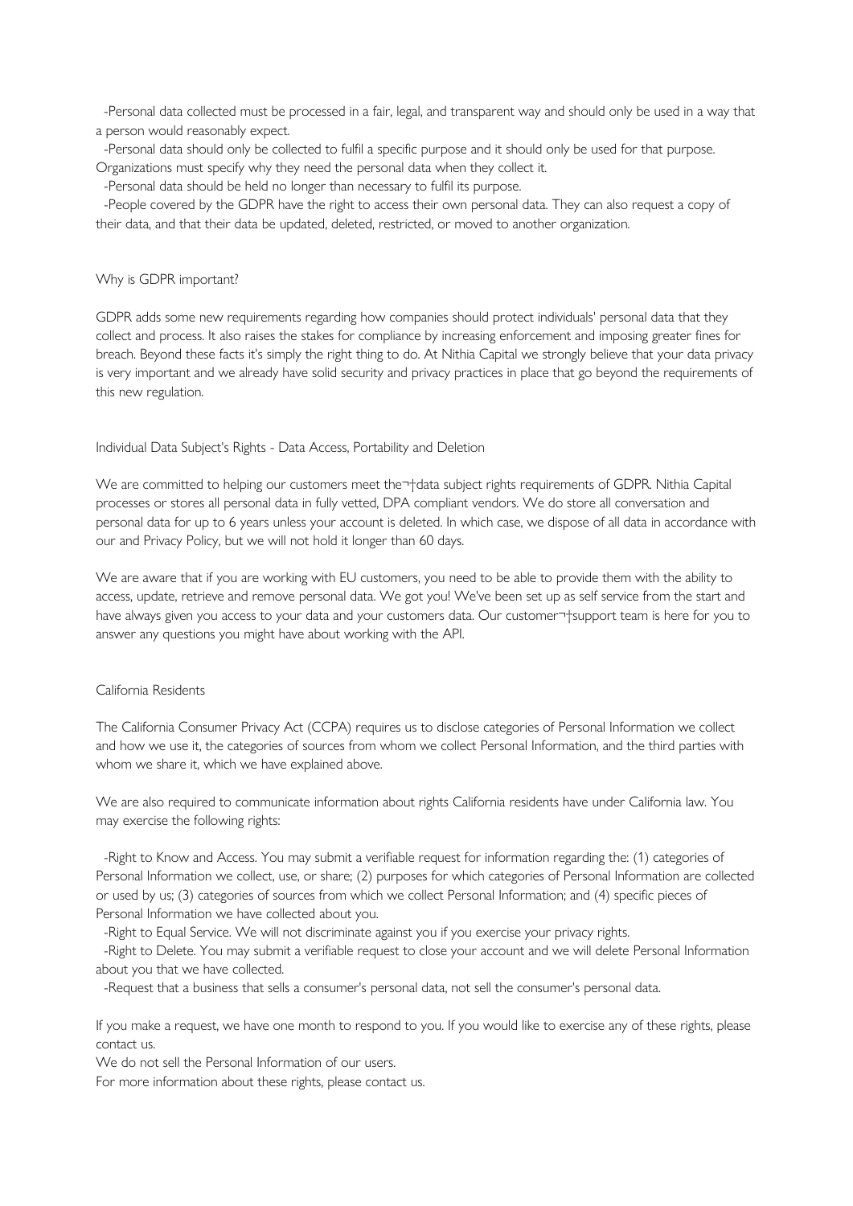- Personal data collected must be processed in a fair, legal, and transparent way and should only be used in a way that a person would reasonably expect.
- Personal data should only be collected to fulfil a specific purpose and it should only be used for that purpose. Organizations must specify why they need the personal data when they collect it.
- Personal data should be held no longer than necessary to fulfil its purpose.
- People covered by the GDPR have the right to access their own personal data. They can also request a copy of their data, and that their data be updated, deleted, restricted, or moved to another organization.

## Why is GDPR important?

GDPR adds some new requirements regarding how companies should protect individuals' personal data that they collect and process. It also raises the stakes for compliance by increasing enforcement and imposing greater fines for breach. Beyond these facts it's simply the right thing to do. At Nithia Capital we strongly believe that your data privacy is very important and we already have solid security and privacy practices in place that go beyond the requirements of this new regulation.

## Individual Data Subject's Rights - Data Access, Portability and Deletion

We are committed to helping our customers meet the¬†data subject rights requirements of GDPR. Nithia Capital processes or stores all personal data in fully vetted, DPA compliant vendors. We do store all conversation and personal data for up to 6 years unless your account is deleted. In which case, we dispose of all data in accordance with our and Privacy Policy, but we will not hold it longer than 60 days.

We are aware that if you are working with EU customers, you need to be able to provide them with the ability to access, update, retrieve and remove personal data. We got you! We've been set up as self service from the start and have always given you access to your data and your customers data. Our customer¬†support team is here for you to answer any questions you might have about working with the API.

## California Residents

The California Consumer Privacy Act (CCPA) requires us to disclose categories of Personal Information we collect and how we use it, the categories of sources from whom we collect Personal Information, and the third parties with whom we share it, which we have explained above.

We are also required to communicate information about rights California residents have under California law. You may exercise the following rights:

- Right to Know and Access. You may submit a verifiable request for information regarding the: (1) categories of Personal Information we collect, use, or share; (2) purposes for which categories of Personal Information are collected or used by us; (3) categories of sources from which we collect Personal Information; and (4) specific pieces of Personal Information we have collected about you.
- Right to Equal Service. We will not discriminate against you if you exercise your privacy rights.
- Right to Delete. You may submit a verifiable request to close your account and we will delete Personal Information about you that we have collected.
- Request that a business that sells a consumer's personal data, not sell the consumer's personal data.

If you make a request, we have one month to respond to you. If you would like to exercise any of these rights, please contact us.

We do not sell the Personal Information of our users.

For more information about these rights, please contact us.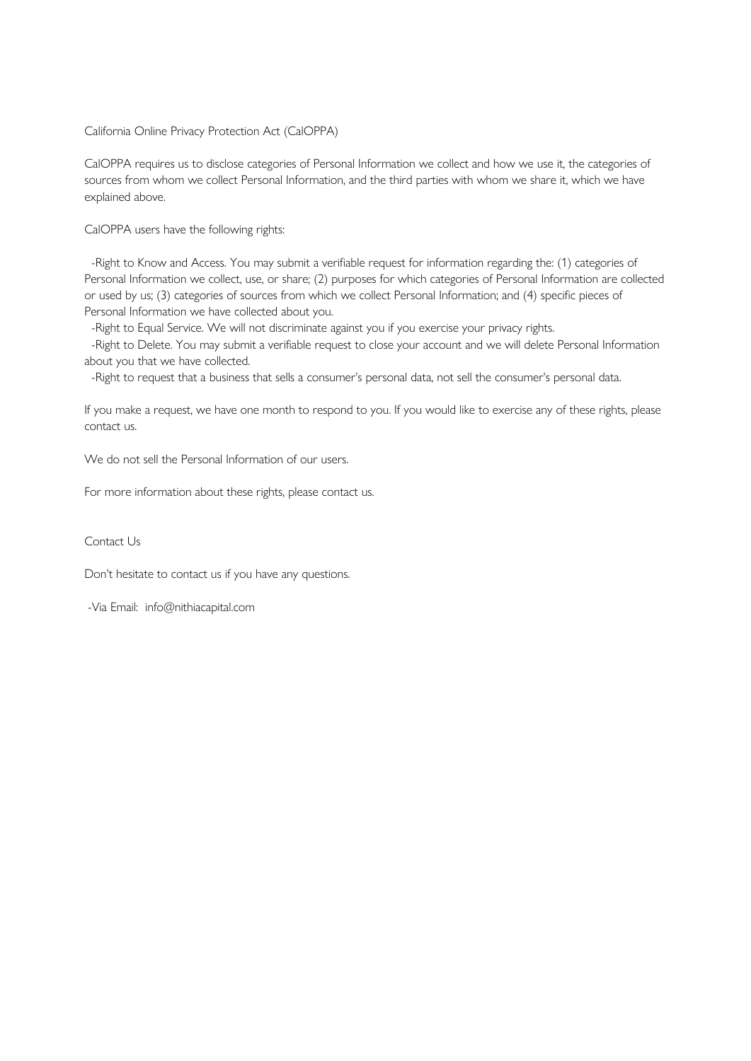## California Online Privacy Protection Act (CalOPPA)

CalOPPA requires us to disclose categories of Personal Information we collect and how we use it, the categories of sources from whom we collect Personal Information, and the third parties with whom we share it, which we have explained above.

CalOPPA users have the following rights:

- Right to Know and Access. You may submit a verifiable request for information regarding the: (1) categories of Personal Information we collect, use, or share; (2) purposes for which categories of Personal Information are collected or used by us; (3) categories of sources from which we collect Personal Information; and (4) specific pieces of Personal Information we have collected about you.
- Right to Equal Service. We will not discriminate against you if you exercise your privacy rights.
- Right to Delete. You may submit a verifiable request to close your account and we will delete Personal Information about you that we have collected.
- Right to request that a business that sells a consumer's personal data, not sell the consumer's personal data.

If you make a request, we have one month to respond to you. If you would like to exercise any of these rights, please contact us.

We do not sell the Personal Information of our users.

For more information about these rights, please contact us.

## Contact Us

Don't hesitate to contact us if you have any questions.

- Via Email: info@nithiacapital.com